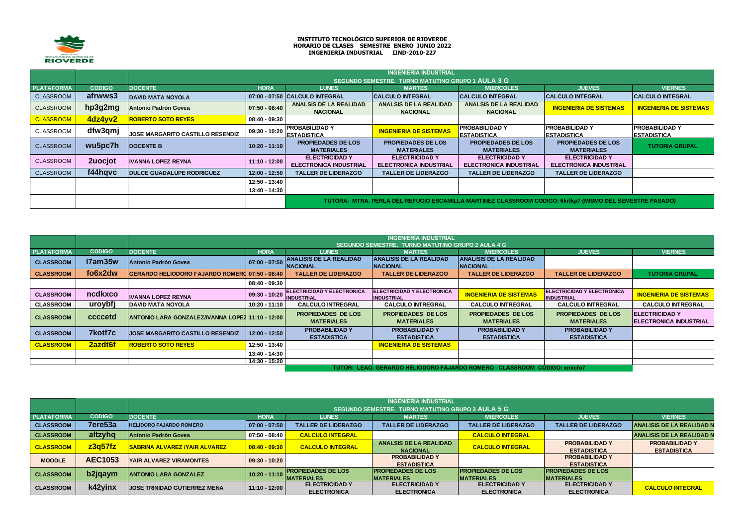**INSTITUTO TECNOLÓGICO SUPERIOR DE RIOVERDE**
**HORARIO DE CLASES SEMESTRE ENERO JUNIO 2022**
**INGENIERÍA INDUSTRIAL IIND-2010-227**

| | | INGENIERÍA INDUSTRIAL SEGUNDO SEMESTRE. TURNO MATUTINO GRUPO 1 AULA 3 G | | | | | | |
|---|---|---|---|---|---|---|---|---|
| PLATAFORMA | CODIGO | DOCENTE | HORA | LUNES | MARTES | MIERCOLES | JUEVES | VIERNES |
| CLASSROOM | afrwws3 | DAVID MATA NOYOLA | 07:00 - 07:50 | CALCULO INTEGRAL | CALCULO INTEGRAL | CALCULO INTEGRAL | CALCULO INTEGRAL | CALCULO INTEGRAL |
| CLASSROOM | hp3g2mg | Antonio Padrón Govea | 07:50 - 08:40 | ANALSIS DE LA REALIDAD NACIONAL | ANALSIS DE LA REALIDAD NACIONAL | ANALSIS DE LA REALIDAD NACIONAL | INGENIERIA DE SISTEMAS | INGENIERIA DE SISTEMAS |
| CLASSROOM | 4dz4yv2 | ROBERTO SOTO REYES | 08:40 - 09:30 | | | | | |
| CLASSROOM | dfw3qmj | JOSE MARGARITO CASTILLO RESENDIZ | 09:30 - 10:20 | PROBABILIDAD Y ESTADISTICA | INGENIERIA DE SISTEMAS | PROBABILIDAD Y ESTADISTICA | PROBABILIDAD Y ESTADISTICA | PROBABILIDAD Y ESTADISTICA |
| CLASSROOM | wu5pc7h | DOCENTE B | 10:20 - 11:10 | PROPIEDADES DE LOS MATERIALES | PROPIEDADES DE LOS MATERIALES | PROPIEDADES DE LOS MATERIALES | PROPIEDADES DE LOS MATERIALES | TUTORIA GRUPAL |
| CLASSROOM | 2uocjot | IVANNA LOPEZ REYNA | 11:10 - 12:00 | ELECTRICIDAD Y ELECTRONICA INDUSTRIAL | ELECTRICIDAD Y ELECTRONICA INDUSTRIAL | ELECTRICIDAD Y ELECTRONICA INDUSTRIAL | ELECTRICIDAD Y ELECTRONICA INDUSTRIAL | |
| CLASSROOM | f44hqvc | DULCE GUADALUPE RODRIGUEZ | 12:00 - 12:50 | TALLER DE LIDERAZGO | TALLER DE LIDERAZGO | TALLER DE LIDERAZGO | TALLER DE LIDERAZGO | |
| | | | 12:50 - 13:40 | | | | | |
| | | | 13:40 - 14:30 | | | | | |
| | | | | TUTORA: MTRA. PERLA DEL REFUGIO ESCAMILLA MARTINEZ CLASSROOM CODIGO: 6krlkp7 (MISMO DEL SEMESTRE PASADO) | | | | |

| | | INGENIERÍA INDUSTRIAL SEGUNDO SEMESTRE. TURNO MATUTINO GRUPO 2 AULA 4 G | | | | | | |
|---|---|---|---|---|---|---|---|---|
| PLATAFORMA | CODIGO | DOCENTE | HORA | LUNES | MARTES | MIERCOLES | JUEVES | VIERNES |
| CLASSROOM | i7am35w | Antonio Padrón Govea | 07:00 - 07:50 | ANALISIS DE LA REALIDAD NACIONAL | ANALISIS DE LA REALIDAD NACIONAL | ANALISIS DE LA REALIDAD NACIONAL | | |
| CLASSROOM | fo6x2dw | GERARDO HELIODORO FAJARDO ROMERO | 07:50 - 08:40 | TALLER DE LIDERAZGO | TALLER DE LIDERAZGO | TALLER DE LIDERAZGO | TALLER DE LIDERAZGO | TUTORIA GRUPAL |
| | | | 08:40 - 09:30 | | | | | |
| CLASSROOM | ncdkxco | IVANNA LOPEZ REYNA | 09:30 - 10:20 | ELECTRICIDAD Y ELECTRONICA INDUSTRIAL | ELECTRICIDAD Y ELECTRONICA INDUSTRIAL | INGENIERIA DE SISTEMAS | ELECTRICIDAD Y ELECTRONICA INDUSTRIAL | INGENIERIA DE SISTEMAS |
| CLASSROOM | uroybfj | DAVID MATA NOYOLA | 10:20 - 11:10 | CALCULO INTREGRAL | CALCULO INTREGRAL | CALCULO INTREGRAL | CALCULO INTREGRAL | CALCULO INTREGRAL |
| CLASSROOM | ccccetd | ANTONIO LARA GONZALEZ/IVANNA LOPEZ | 11:10 - 12:00 | PROPIEDADES DE LOS MATERIALES | PROPIEDADES DE LOS MATERIALES | PROPIEDADES DE LOS MATERIALES | PROPIEDADES DE LOS MATERIALES | ELECTRICIDAD Y ELECTRONICA INDUSTRIAL |
| CLASSROOM | 7kotf7c | JOSE MARGARITO CASTILLO RESENDIZ | 12:00 - 12:50 | PROBABILIDAD Y ESTADISTICA | PROBABILIDAD Y ESTADISTICA | PROBABILIDAD Y ESTADISTICA | PROBABILIDAD Y ESTADISTICA | |
| CLASSROOM | 2azdt6f | ROBERTO SOTO REYES | 12:50 - 13:40 | | INGENIERIA DE SISTEMAS | | | |
| | | | 13:40 - 14:30 | | | | | |
| | | | 14:30 - 15:20 | | | | | |
| | | | | TUTOR: LEAO. GERARDO HELIODORO FAJARDO ROMERO CLASSROOM CODIGO: xmicfo7 | | | | |

| | | INGENIERÍA INDUSTRIAL SEGUNDO SEMESTRE. TURNO MATUTINO GRUPO 3 AULA 5 G | | | | | | |
|---|---|---|---|---|---|---|---|---|
| PLATAFORMA | CODIGO | DOCENTE | HORA | LUNES | MARTES | MIERCOLES | JUEVES | VIERNES |
| CLASSROOM | 7ere53a | HELIDORO FAJARDO ROMERO | 07:00 - 07:50 | TALLER DE LIDERAZGO | TALLER DE LIDERAZGO | TALLER DE LIDERAZGO | TALLER DE LIDERAZGO | ANALISIS DE LA REALIDAD N |
| CLASSROOM | altzyhq | Antonio Padrón Govea | 07:50 - 08:40 | CALCULO INTEGRAL | | CALCULO INTEGRAL | | ANALISIS DE LA REALIDAD N |
| CLASSROOM | z3q57fz | SABRINA ALVAREZ /YAIR ALVAREZ | 08:40 - 09:30 | CALCULO INTEGRAL | ANALSIS DE LA REALIDAD NACIONAL | CALCULO INTEGRAL | PROBABILIDAD Y ESTADISTICA | PROBABILIDAD Y ESTADISTICA |
| MOODLE | AEC1053 | YAIR ALVAREZ VIRAMONTES | 09:30 - 10:20 | | PROBABILIDAD Y ESTADISTICA | | PROBABILIDAD Y ESTADISTICA | |
| CLASSROOM | b2jqaym | ANTONIO LARA GONZALEZ | 10:20 - 11:10 | PROPIEDADES DE LOS MATERIALES | PROPIEDADES DE LOS MATERIALES | PROPIEDADES DE LOS MATERIALES | PROPIEDADES DE LOS MATERIALES | |
| CLASSROOM | k42yinx | JOSE TRINIDAD GUTIERREZ MENA | 11:10 - 12:00 | ELECTRICIDAD Y ELECTRONICA | ELECTRICIDAD Y ELECTRONICA | ELECTRICIDAD Y ELECTRONICA | ELECTRICIDAD Y ELECTRONICA | CALCULO INTEGRAL |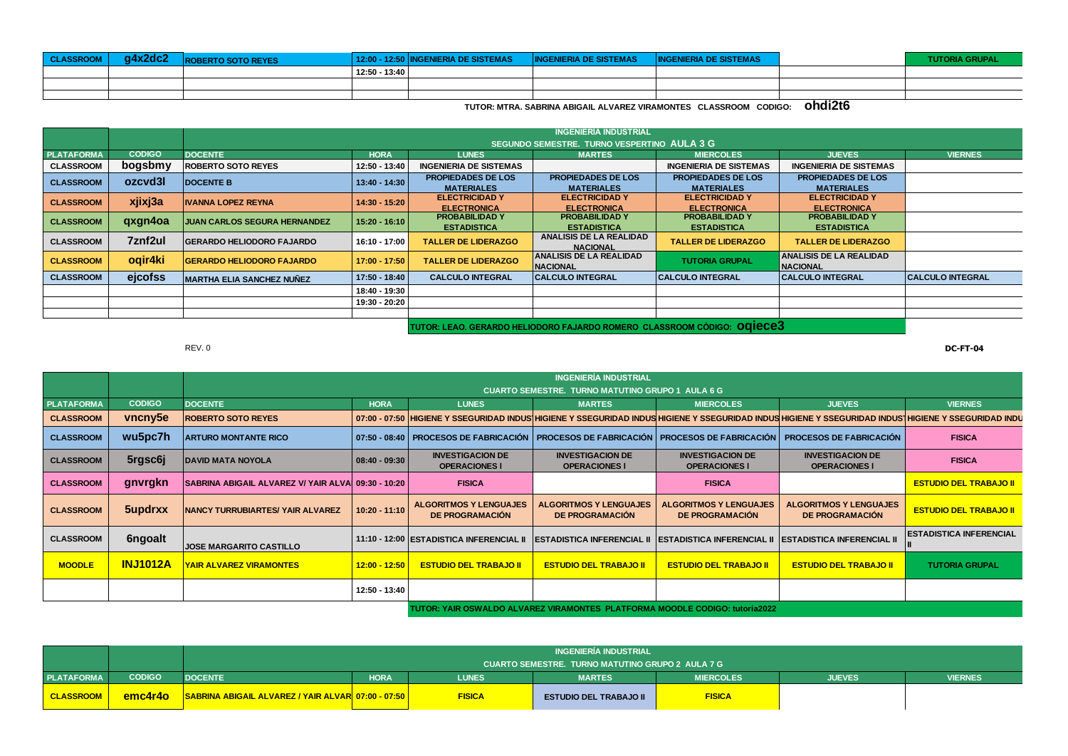| | | | | | | | | |
|---|---|---|---|---|---|---|---|---|
| CLASSROOM | g4x2dc2 | ROBERTO SOTO REYES | 12:00 - 12:50 | INGENIERIA DE SISTEMAS | INGENIERIA DE SISTEMAS | INGENIERIA DE SISTEMAS | | TUTORIA GRUPAL |
| | | | 12:50 - 13:40 | | | | | |
| | | | | | | | | |
| | | | | | | | | |

TUTOR: MTRA. SABRINA ABIGAIL ALVAREZ VIRAMONTES CLASSROOM CODIGO: **ohdi2t6**

| | | INGENIERIA INDUSTRIAL SEGUNDO SEMESTRE. TURNO VESPERTINO AULA 3 G | | | | | | |
|---|---|---|---|---|---|---|---|---|
| PLATAFORMA | CODIGO | DOCENTE | HORA | LUNES | MARTES | MIERCOLES | JUEVES | VIERNES |
| CLASSROOM | bogsbmy | ROBERTO SOTO REYES | 12:50 - 13:40 | INGENIERIA DE SISTEMAS | | INGENIERIA DE SISTEMAS | INGENIERIA DE SISTEMAS | |
| CLASSROOM | ozcvd3l | DOCENTE B | 13:40 - 14:30 | PROPIEDADES DE LOS MATERIALES | PROPIEDADES DE LOS MATERIALES | PROPIEDADES DE LOS MATERIALES | PROPIEDADES DE LOS MATERIALES | |
| CLASSROOM | xjixj3a | IVANNA LOPEZ REYNA | 14:30 - 15:20 | ELECTRICIDAD Y ELECTRONICA | ELECTRICIDAD Y ELECTRONICA | ELECTRICIDAD Y ELECTRONICA | ELECTRICIDAD Y ELECTRONICA | |
| CLASSROOM | qxgn4oa | JUAN CARLOS SEGURA HERNANDEZ | 15:20 - 16:10 | PROBABILIDAD Y ESTADISTICA | PROBABILIDAD Y ESTADISTICA | PROBABILIDAD Y ESTADISTICA | PROBABILIDAD Y ESTADISTICA | |
| CLASSROOM | 7znf2ul | GERARDO HELIODORO FAJARDO | 16:10 - 17:00 | TALLER DE LIDERAZGO | ANALISIS DE LA REALIDAD NACIONAL | TALLER DE LIDERAZGO | TALLER DE LIDERAZGO | |
| CLASSROOM | oqir4ki | GERARDO HELIODORO FAJARDO | 17:00 - 17:50 | TALLER DE LIDERAZGO | ANALISIS DE LA REALIDAD NACIONAL | TUTORIA GRUPAL | ANALISIS DE LA REALIDAD NACIONAL | |
| CLASSROOM | ejcofss | MARTHA ELIA SANCHEZ NUÑEZ | 17:50 - 18:40 | CALCULO INTEGRAL | CALCULO INTEGRAL | CALCULO INTEGRAL | CALCULO INTEGRAL | CALCULO INTEGRAL |
| | | | 18:40 - 19:30 | | | | | |
| | | | 19:30 - 20:20 | | | | | |
| | | | | | | | | |

TUTOR: LEAO. GERARDO HELIODORO FAJARDO ROMERO CLASSROOM CÓDIGO: **oqiece3**

REV. 0

DC-FT-04

| | | INGENIERÍA INDUSTRIAL CUARTO SEMESTRE. TURNO MATUTINO GRUPO 1 AULA 6 G | | | | | | |
|---|---|---|---|---|---|---|---|---|
| PLATAFORMA | CODIGO | DOCENTE | HORA | LUNES | MARTES | MIERCOLES | JUEVES | VIERNES |
| CLASSROOM | vncny5e | ROBERTO SOTO REYES | 07:00 - 07:50 | HIGIENE Y SSEGURIDAD INDUS | HIGIENE Y SSEGURIDAD INDUS | HIGIENE Y SSEGURIDAD INDUS | HIGIENE Y SSEGURIDAD INDUS | HIGIENE Y SSEGURIDAD INDU |
| CLASSROOM | wu5pc7h | ARTURO MONTANTE RICO | 07:50 - 08:40 | PROCESOS DE FABRICACIÓN | PROCESOS DE FABRICACIÓN | PROCESOS DE FABRICACIÓN | PROCESOS DE FABRICACIÓN | FISICA |
| CLASSROOM | 5rgsc6j | DAVID MATA NOYOLA | 08:40 - 09:30 | INVESTIGACION DE OPERACIONES I | INVESTIGACION DE OPERACIONES I | INVESTIGACION DE OPERACIONES I | INVESTIGACION DE OPERACIONES I | FISICA |
| CLASSROOM | gnvrgkn | SABRINA ABIGAIL ALVAREZ V/ YAIR ALVA | 09:30 - 10:20 | FISICA | | FISICA | | ESTUDIO DEL TRABAJO II |
| CLASSROOM | 5updrxx | NANCY TURRUBIARTES/ YAIR ALVAREZ | 10:20 - 11:10 | ALGORITMOS Y LENGUAJES DE PROGRAMACIÓN | ALGORITMOS Y LENGUAJES DE PROGRAMACIÓN | ALGORITMOS Y LENGUAJES DE PROGRAMACIÓN | ALGORITMOS Y LENGUAJES DE PROGRAMACIÓN | ESTUDIO DEL TRABAJO II |
| CLASSROOM | 6ngoalt | JOSE MARGARITO CASTILLO | 11:10 - 12:00 | ESTADISTICA INFERENCIAL II | ESTADISTICA INFERENCIAL II | ESTADISTICA INFERENCIAL II | ESTADISTICA INFERENCIAL II | ESTADISTICA INFERENCIAL II |
| MOODLE | INJ1012A | YAIR ALVAREZ VIRAMONTES | 12:00 - 12:50 | ESTUDIO DEL TRABAJO II | ESTUDIO DEL TRABAJO II | ESTUDIO DEL TRABAJO II | ESTUDIO DEL TRABAJO II | TUTORIA GRUPAL |
| | | | 12:50 - 13:40 | | | | | |

TUTOR: YAIR OSWALDO ALVAREZ VIRAMONTES PLATFORMA MOODLE CODIGO: tutoria2022

| | | INGENIERÍA INDUSTRIAL CUARTO SEMESTRE. TURNO MATUTINO GRUPO 2 AULA 7 G | | | | | | |
|---|---|---|---|---|---|---|---|---|
| PLATAFORMA | CODIGO | DOCENTE | HORA | LUNES | MARTES | MIERCOLES | JUEVES | VIERNES |
| CLASSROOM | emc4r4o | SABRINA ABIGAIL ALVAREZ / YAIR ALVAR | 07:00 - 07:50 | FISICA | ESTUDIO DEL TRABAJO II | FISICA | | |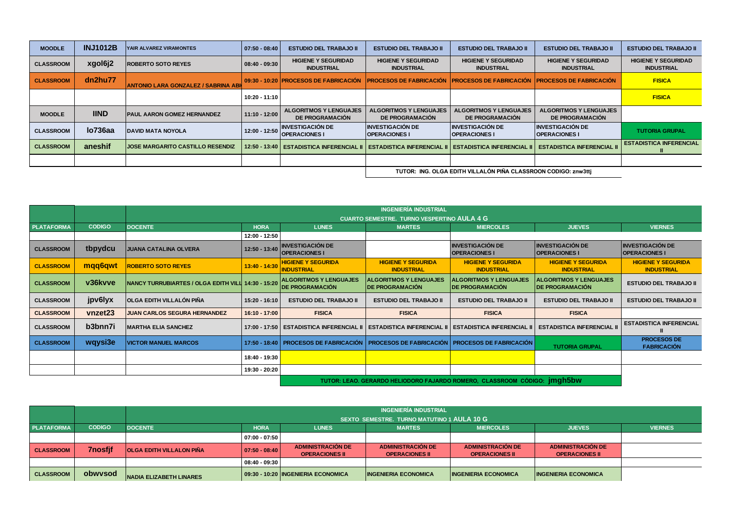| MOODLE | INJ1012B | YAIR ALVAREZ VIRAMONTES | 07:50 - 08:40 | ESTUDIO DEL TRABAJO II | ESTUDIO DEL TRABAJO II | ESTUDIO DEL TRABAJO II | ESTUDIO DEL TRABAJO II | ESTUDIO DEL TRABAJO II |
|---|---|---|---|---|---|---|---|---|
| CLASSROOM | xgol6j2 | ROBERTO SOTO REYES | 08:40 - 09:30 | HIGIENE Y SEGURIDAD INDUSTRIAL | HIGIENE Y SEGURIDAD INDUSTRIAL | HIGIENE Y SEGURIDAD INDUSTRIAL | HIGIENE Y SEGURIDAD INDUSTRIAL | HIGIENE Y SEGURIDAD INDUSTRIAL |
| CLASSROOM | dn2hu77 | ANTONIO LARA GONZALEZ / SABRINA ABI | 09:30 - 10:20 | PROCESOS DE FABRICACIÓN | PROCESOS DE FABRICACIÓN | PROCESOS DE FABRICACIÓN | PROCESOS DE FABRICACIÓN | FISICA |
| | | | 10:20 - 11:10 | | | | | FISICA |
| MOODLE | IIND | PAUL AARON GOMEZ HERNANDEZ | 11:10 - 12:00 | ALGORITMOS Y LENGUAJES DE PROGRAMACIÓN | ALGORITMOS Y LENGUAJES DE PROGRAMACIÓN | ALGORITMOS Y LENGUAJES DE PROGRAMACIÓN | ALGORITMOS Y LENGUAJES DE PROGRAMACIÓN | |
| CLASSROOM | lo736aa | DAVID MATA NOYOLA | 12:00 - 12:50 | INVESTIGACIÓN DE OPERACIONES I | INVESTIGACIÓN DE OPERACIONES I | INVESTIGACIÓN DE OPERACIONES I | INVESTIGACIÓN DE OPERACIONES I | TUTORIA GRUPAL |
| CLASSROOM | aneshif | JOSE MARGARITO CASTILLO RESENDIZ | 12:50 - 13:40 | ESTADISTICA INFERENCIAL II | ESTADISTICA INFERENCIAL II | ESTADISTICA INFERENCIAL II | ESTADISTICA INFERENCIAL II | ESTADISTICA INFERENCIAL II |
| | | | | | | | | |

TUTOR: ING. OLGA EDITH VILLALÓN PIÑA CLASSROON CODIGO: znw3ttj

| | | INGENIERÍA INDUSTRIAL CUARTO SEMESTRE. TURNO VESPERTINO AULA 4 G | | | | | | |
|---|---|---|---|---|---|---|---|---|
| PLATAFORMA | CODIGO | DOCENTE | HORA | LUNES | MARTES | MIERCOLES | JUEVES | VIERNES |
| | | | 12:00 - 12:50 | | | | | |
| CLASSROOM | tbpydcu | JUANA CATALINA OLVERA | 12:50 - 13:40 | INVESTIGACIÓN DE OPERACIONES I | | INVESTIGACIÓN DE OPERACIONES I | INVESTIGACIÓN DE OPERACIONES I | INVESTIGACIÓN DE OPERACIONES I |
| CLASSROOM | mqq6qwt | ROBERTO SOTO REYES | 13:40 - 14:30 | HIGIENE Y SEGURIDA INDUSTRIAL | HIGIENE Y SEGURIDA INDUSTRIAL | HIGIENE Y SEGURIDA INDUSTRIAL | HIGIENE Y SEGURIDA INDUSTRIAL | HIGIENE Y SEGURIDA INDUSTRIAL |
| CLASSROOM | v36kvve | NANCY TURRUBIARTES / OLGA EDITH VILL | 14:30 - 15:20 | ALGORITMOS Y LENGUAJES DE PROGRAMACIÓN | ALGORITMOS Y LENGUAJES DE PROGRAMACIÓN | ALGORITMOS Y LENGUAJES DE PROGRAMACIÓN | ALGORITMOS Y LENGUAJES DE PROGRAMACIÓN | ESTUDIO DEL TRABAJO II |
| CLASSROOM | jpv6lyx | OLGA EDITH VILLALÓN PIÑA | 15:20 - 16:10 | ESTUDIO DEL TRABAJO II | ESTUDIO DEL TRABAJO II | ESTUDIO DEL TRABAJO II | ESTUDIO DEL TRABAJO II | ESTUDIO DEL TRABAJO II |
| CLASSROOM | vnzet23 | JUAN CARLOS SEGURA HERNANDEZ | 16:10 - 17:00 | FISICA | FISICA | FISICA | FISICA | |
| CLASSROOM | b3bnn7i | MARTHA ELIA SANCHEZ | 17:00 - 17:50 | ESTADISTICA INFERENCIAL II | ESTADISTICA INFERENCIAL II | ESTADISTICA INFERENCIAL II | ESTADISTICA INFERENCIAL II | ESTADISTICA INFERENCIAL II |
| CLASSROOM | wqysi3e | VICTOR MANUEL MARCOS | 17:50 - 18:40 | PROCESOS DE FABRICACIÓN | PROCESOS DE FABRICACIÓN | PROCESOS DE FABRICACIÓN | TUTORIA GRUPAL | PROCESOS DE FABRICACIÓN |
| | | | 18:40 - 19:30 | | | | | |
| | | | 19:30 - 20:20 | | | | | |

TUTOR: LEAO. GERARDO HELIODORO FAJARDO ROMERO, CLASSROOM CÓDIGO: jmgh5bw

| | | INGENIERÍA INDUSTRIAL SEXTO SEMESTRE. TURNO MATUTINO 1 AULA 10 G | | | | | | |
|---|---|---|---|---|---|---|---|---|
| PLATAFORMA | CODIGO | DOCENTE | HORA | LUNES | MARTES | MIERCOLES | JUEVES | VIERNES |
| | | | 07:00 - 07:50 | | | | | |
| CLASSROOM | 7nosfjf | OLGA EDITH VILLALON PIÑA | 07:50 - 08:40 | ADMINISTRACIÓN DE OPERACIONES II | ADMINISTRACIÓN DE OPERACIONES II | ADMINISTRACIÓN DE OPERACIONES II | ADMINISTRACIÓN DE OPERACIONES II | |
| | | | 08:40 - 09:30 | | | | | |
| CLASSROOM | obwvsod | NADIA ELIZABETH LINARES | 09:30 - 10:20 | INGENIERIA ECONOMICA | INGENIERIA ECONOMICA | INGENIERIA ECONOMICA | INGENIERIA ECONOMICA | |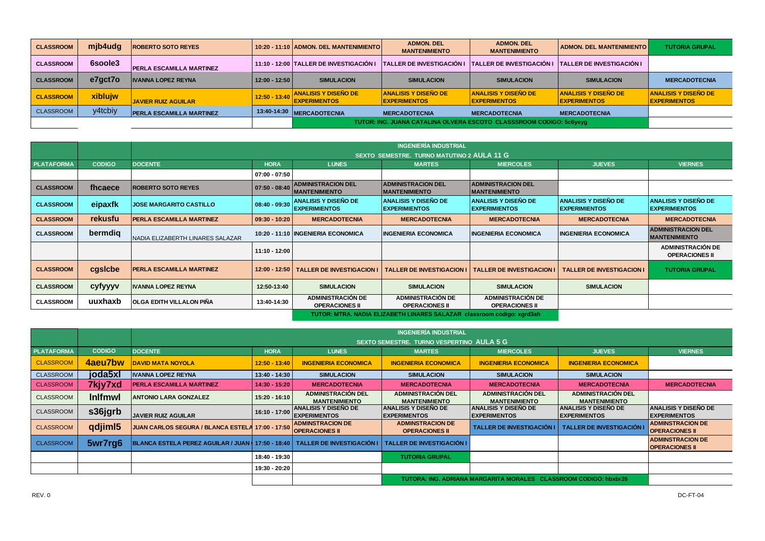| CLASSROOM | mjb4udg | ROBERTO SOTO REYES | 10:20 - 11:10 | ADMON. DEL MANTENIMIENTO | ADMON. DEL MANTENIMIENTO | ADMON. DEL MANTENIMIENTO | ADMON. DEL MANTENIMIENTO | TUTORIA GRUPAL |
|---|---|---|---|---|---|---|---|---|
| CLASSROOM | 6soole3 | PERLA ESCAMILLA MARTINEZ | 11:10 - 12:00 | TALLER DE INVESTIGACIÓN I | TALLER DE INVESTIGACIÓN I | TALLER DE INVESTIGACIÓN I | TALLER DE INVESTIGACIÓN I | |
| CLASSROOM | e7gct7o | IVANNA LOPEZ REYNA | 12:00 - 12:50 | SIMULACION | SIMULACION | SIMULACION | SIMULACION | MERCADOTECNIA |
| CLASSROOM | xiblujw | JAVIER RUIZ AGUILAR | 12:50 - 13:40 | ANALISIS Y DISEÑO DE EXPERIMENTOS | ANALISIS Y DISEÑO DE EXPERIMENTOS | ANALISIS Y DISEÑO DE EXPERIMENTOS | ANALISIS Y DISEÑO DE EXPERIMENTOS | ANALISIS Y DISEÑO DE EXPERIMENTOS |
| CLASSROOM | y4tcbiy | PERLA ESCAMILLA MARTINEZ | 13:40-14:30 | MERCADOTECNIA | MERCADOTECNIA | MERCADOTECNIA | MERCADOTECNIA | |
| | | | | TUTOR: ING. JUANA CATALINA OLVERA ESCOTO CLASSSROOM CODIGO: 5c6yeyg | | | | |

| | | INGENIERÍA INDUSTRIAL SEXTO SEMESTRE. TURNO MATUTINO 2 AULA 11 G | | | | | | |
|---|---|---|---|---|---|---|---|---|
| PLATAFORMA | CODIGO | DOCENTE | HORA | LUNES | MARTES | MIERCOLES | JUEVES | VIERNES |
| | | | 07:00 - 07:50 | | | | | |
| CLASSROOM | fhcaece | ROBERTO SOTO REYES | 07:50 - 08:40 | ADMINISTRACION DEL MANTENIMIENTO | ADMINISTRACION DEL MANTENIMIENTO | ADMINISTRACION DEL MANTENIMIENTO | | |
| CLASSROOM | eipaxfk | JOSE MARGARITO CASTILLO | 08:40 - 09:30 | ANALISIS Y DISEÑO DE EXPERIMIENTOS | ANALISIS Y DISEÑO DE EXPERIMIENTOS | ANALISIS Y DISEÑO DE EXPERIMIENTOS | ANALISIS Y DISEÑO DE EXPERIMIENTOS | ANALISIS Y DISEÑO DE EXPERIMIENTOS |
| CLASSROOM | rekusfu | PERLA ESCAMILLA MARTINEZ | 09:30 - 10:20 | MERCADOTECNIA | MERCADOTECNIA | MERCADOTECNIA | MERCADOTECNIA | MERCADOTECNIA |
| CLASSROOM | bermdiq | NADIA ELIZABERTH LINARES SALAZAR | 10:20 - 11:10 | INGENIERIA ECONOMICA | INGENIERIA ECONOMICA | INGENIERIA ECONOMICA | INGENIERIA ECONOMICA | ADMINISTRACION DEL MANTENIMIENTO |
| | | | 11:10 - 12:00 | | | | | ADMINISTRACIÓN DE OPERACIONES II |
| CLASSROOM | cgslcbe | PERLA ESCAMILLA MARTINEZ | 12:00 - 12:50 | TALLER DE INVESTIGACION I | TALLER DE INVESTIGACION I | TALLER DE INVESTIGACION I | TALLER DE INVESTIGACION I | TUTORIA GRUPAL |
| CLASSROOM | cyfyyyv | IVANNA LOPEZ REYNA | 12:50-13:40 | SIMULACION | SIMULACION | SIMULACION | SIMULACION | |
| CLASSROOM | uuxhaxb | OLGA EDITH VILLALON PIÑA | 13:40-14:30 | ADMINISTRACIÓN DE OPERACIONES II | ADMINISTRACIÓN DE OPERACIONES II | ADMINISTRACIÓN DE OPERACIONES II | | |
| | | | | TUTOR: MTRA. NADIA ELIZABETH LINARES SALAZAR classroom codigo: xgrd3ah | | | | |

| | | INGENIERÍA INDUSTRIAL SEXTO SEMESTRE. TURNO VESPERTINO AULA 5 G | | | | | | |
|---|---|---|---|---|---|---|---|---|
| PLATAFORMA | CODIGO | DOCENTE | HORA | LUNES | MARTES | MIERCOLES | JUEVES | VIERNES |
| CLASSROOM | 4aeu7bw | DAVID MATA NOYOLA | 12:50 - 13:40 | INGENIERIA ECONOMICA | INGENIERIA ECONOMICA | INGENIERIA ECONOMICA | INGENIERIA ECONOMICA | |
| CLASSROOM | joda5xl | IVANNA LOPEZ REYNA | 13:40 - 14:30 | SIMULACION | SIMULACION | SIMULACION | SIMULACION | |
| CLASSROOM | 7kjy7xd | PERLA ESCAMILLA MARTINEZ | 14:30 - 15:20 | MERCADOTECNIA | MERCADOTECNIA | MERCADOTECNIA | MERCADOTECNIA | MERCADOTECNIA |
| CLASSROOM | lnlfmwl | ANTONIO LARA GONZALEZ | 15:20 - 16:10 | ADMINISTRACIÓN DEL MANTENIMIENTO | ADMINISTRACIÓN DEL MANTENIMIENTO | ADMINISTRACIÓN DEL MANTENIMIENTO | ADMINISTRACIÓN DEL MANTENIMIENTO | |
| CLASSROOM | s36jgrb | JAVIER RUIZ AGUILAR | 16:10 - 17:00 | ANALISIS Y DISEÑO DE EXPERIMENTOS | ANALISIS Y DISEÑO DE EXPERIMENTOS | ANALISIS Y DISEÑO DE EXPERIMENTOS | ANALISIS Y DISEÑO DE EXPERIMENTOS | ANALISIS Y DISEÑO DE EXPERIMENTOS |
| CLASSROOM | qdjiml5 | JUAN CARLOS SEGURA / BLANCA ESTELA | 17:00 - 17:50 | ADMINSTRACION DE OPERACIONES II | ADMINSTRACION DE OPERACIONES II | TALLER DE INVESTIGACIÓN I | TALLER DE INVESTIGACIÓN I | ADMINSTRACION DE OPERACIONES II |
| CLASSROOM | 5wr7rg6 | BLANCA ESTELA PEREZ AGUILAR / JUAN | 17:50 - 18:40 | TALLER DE INVESTIGACIÓN I | TALLER DE INVESTIGACIÓN I | | | ADMINSTRACION DE OPERACIONES II |
| | | | 18:40 - 19:30 | | TUTORIA GRUPAL | | | |
| | | | 19:30 - 20:20 | | | | | |
| | | | | | TUTORA: ING. ADRIANA MARGARITA MORALES CLASSROOM CODIGO: hbxbr26 | | | |

REV. 0

DC-FT-04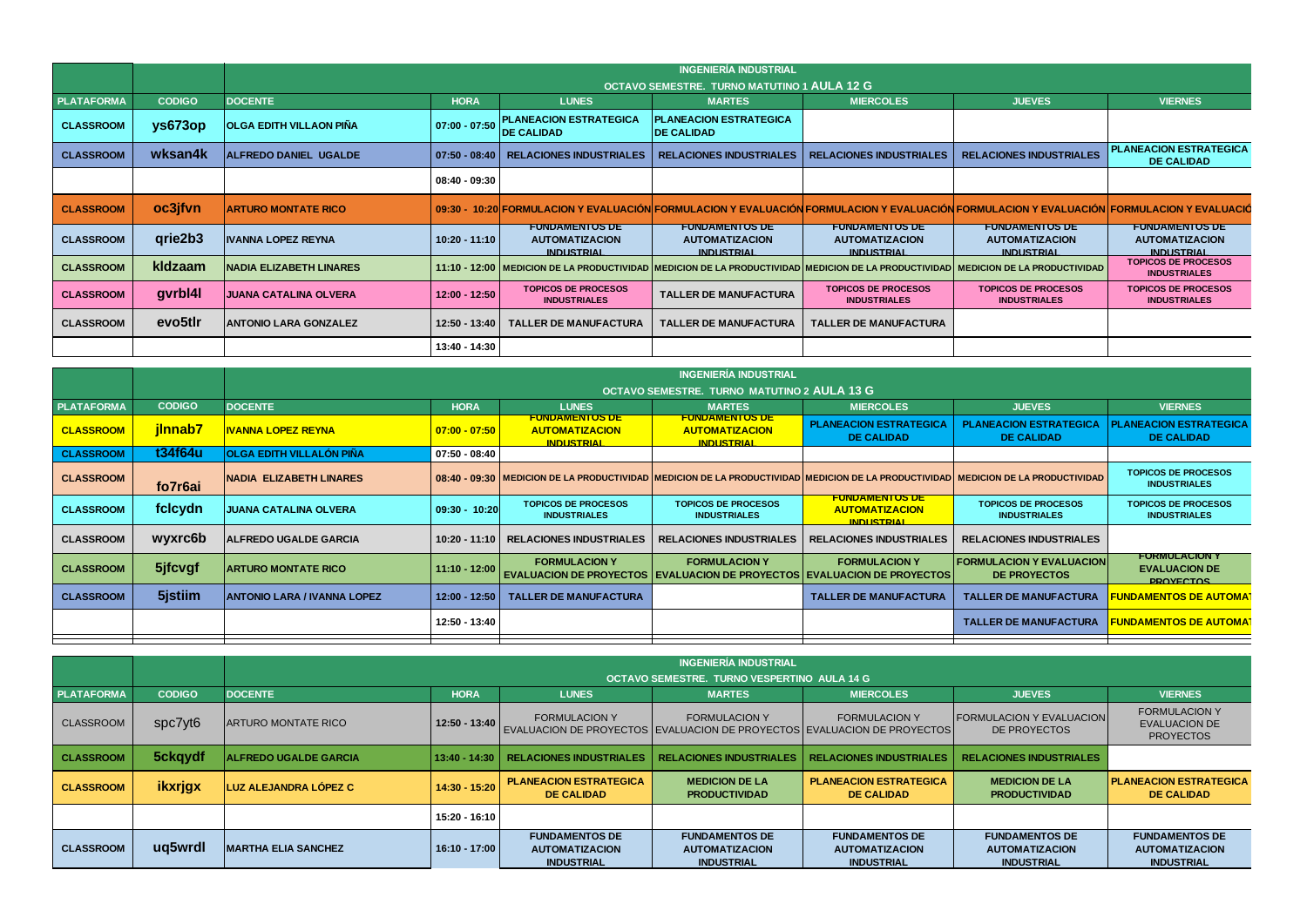| PLATAFORMA | CODIGO | INGENIERÍA INDUSTRIAL OCTAVO SEMESTRE. TURNO MATUTINO 1 AULA 12 G | | | | | | |
|---|---|---|---|---|---|---|---|---|
| PLATAFORMA | CODIGO | DOCENTE | HORA | LUNES | MARTES | MIERCOLES | JUEVES | VIERNES |
| CLASSROOM | ys673op | OLGA EDITH VILLAON PIÑA | 07:00 - 07:50 | PLANEACION ESTRATEGICA DE CALIDAD | PLANEACION ESTRATEGICA DE CALIDAD | | | |
| CLASSROOM | wksan4k | ALFREDO DANIEL UGALDE | 07:50 - 08:40 | RELACIONES INDUSTRIALES | RELACIONES INDUSTRIALES | RELACIONES INDUSTRIALES | RELACIONES INDUSTRIALES | PLANEACION ESTRATEGICA DE CALIDAD |
| | | | 08:40 - 09:30 | | | | | |
| CLASSROOM | oc3jfvn | ARTURO MONTATE RICO | 09:30 - 10:20 | FORMULACION Y EVALUACIÓN | FORMULACION Y EVALUACIÓN | FORMULACION Y EVALUACIÓN | FORMULACION Y EVALUACIÓN | FORMULACION Y EVALUACIÓ |
| CLASSROOM | qrie2b3 | IVANNA LOPEZ REYNA | 10:20 - 11:10 | FUNDAMENTOS DE AUTOMATIZACION INDUSTRIAL | FUNDAMENTOS DE AUTOMATIZACION INDUSTRIAL | FUNDAMENTOS DE AUTOMATIZACION INDUSTRIAL | FUNDAMENTOS DE AUTOMATIZACION INDUSTRIAL | FUNDAMENTOS DE AUTOMATIZACION INDUSTRIAL |
| CLASSROOM | kldzaam | NADIA ELIZABETH LINARES | 11:10 - 12:00 | MEDICION DE LA PRODUCTIVIDAD | MEDICION DE LA PRODUCTIVIDAD | MEDICION DE LA PRODUCTIVIDAD | MEDICION DE LA PRODUCTIVIDAD | TOPICOS DE PROCESOS INDUSTRIALES |
| CLASSROOM | gvrbl4l | JUANA CATALINA OLVERA | 12:00 - 12:50 | TOPICOS DE PROCESOS INDUSTRIALES | TALLER DE MANUFACTURA | TOPICOS DE PROCESOS INDUSTRIALES | TOPICOS DE PROCESOS INDUSTRIALES | TOPICOS DE PROCESOS INDUSTRIALES |
| CLASSROOM | evo5tlr | ANTONIO LARA GONZALEZ | 12:50 - 13:40 | TALLER DE MANUFACTURA | TALLER DE MANUFACTURA | TALLER DE MANUFACTURA | | |
| | | | 13:40 - 14:30 | | | | | |

| PLATAFORMA | CODIGO | INGENIERÍA INDUSTRIAL OCTAVO SEMESTRE. TURNO MATUTINO 2 AULA 13 G | | | | | | |
|---|---|---|---|---|---|---|---|---|
| PLATAFORMA | CODIGO | DOCENTE | HORA | LUNES | MARTES | MIERCOLES | JUEVES | VIERNES |
| CLASSROOM | jlnnab7 | IVANNA LOPEZ REYNA | 07:00 - 07:50 | FUNDAMENTOS DE AUTOMATIZACION INDUSTRIAL | FUNDAMENTOS DE AUTOMATIZACION INDUSTRIAL | PLANEACION ESTRATEGICA DE CALIDAD | PLANEACION ESTRATEGICA DE CALIDAD | PLANEACION ESTRATEGICA DE CALIDAD |
| CLASSROOM | t34f64u | OLGA EDITH VILLALÓN PIÑA | 07:50 - 08:40 | | | | | |
| CLASSROOM | fo7r6ai | NADIA ELIZABETH LINARES | 08:40 - 09:30 | MEDICION DE LA PRODUCTIVIDAD | MEDICION DE LA PRODUCTIVIDAD | MEDICION DE LA PRODUCTIVIDAD | MEDICION DE LA PRODUCTIVIDAD | TOPICOS DE PROCESOS INDUSTRIALES |
| CLASSROOM | fclcydn | JUANA CATALINA OLVERA | 09:30 - 10:20 | TOPICOS DE PROCESOS INDUSTRIALES | TOPICOS DE PROCESOS INDUSTRIALES | FUNDAMENTOS DE AUTOMATIZACION INDUSTRIAL | TOPICOS DE PROCESOS INDUSTRIALES | TOPICOS DE PROCESOS INDUSTRIALES |
| CLASSROOM | wyxrc6b | ALFREDO UGALDE GARCIA | 10:20 - 11:10 | RELACIONES INDUSTRIALES | RELACIONES INDUSTRIALES | RELACIONES INDUSTRIALES | RELACIONES INDUSTRIALES | |
| CLASSROOM | 5jfcvgf | ARTURO MONTATE RICO | 11:10 - 12:00 | FORMULACION Y EVALUACION DE PROYECTOS | FORMULACION Y EVALUACION DE PROYECTOS | FORMULACION Y EVALUACION DE PROYECTOS | FORMULACION Y EVALUACION DE PROYECTOS | FORMULACION Y EVALUACION DE PROYECTOS |
| CLASSROOM | 5jstiim | ANTONIO LARA / IVANNA LOPEZ | 12:00 - 12:50 | TALLER DE MANUFACTURA | | TALLER DE MANUFACTURA | TALLER DE MANUFACTURA | FUNDAMENTOS DE AUTOMAT |
| | | | 12:50 - 13:40 | | | | TALLER DE MANUFACTURA | FUNDAMENTOS DE AUTOMAT |

| PLATAFORMA | CODIGO | INGENIERÍA INDUSTRIAL OCTAVO SEMESTRE. TURNO VESPERTINO AULA 14 G | | | | | | |
|---|---|---|---|---|---|---|---|---|
| PLATAFORMA | CODIGO | DOCENTE | HORA | LUNES | MARTES | MIERCOLES | JUEVES | VIERNES |
| CLASSROOM | spc7yt6 | ARTURO MONTATE RICO | 12:50 - 13:40 | FORMULACION Y EVALUACION DE PROYECTOS | FORMULACION Y EVALUACION DE PROYECTOS | FORMULACION Y EVALUACION DE PROYECTOS | FORMULACION Y EVALUACION DE PROYECTOS | FORMULACION Y EVALUACION DE PROYECTOS |
| CLASSROOM | 5ckqydf | ALFREDO UGALDE GARCIA | 13:40 - 14:30 | RELACIONES INDUSTRIALES | RELACIONES INDUSTRIALES | RELACIONES INDUSTRIALES | RELACIONES INDUSTRIALES | |
| CLASSROOM | ikxrjgx | LUZ ALEJANDRA LÓPEZ C | 14:30 - 15:20 | PLANEACION ESTRATEGICA DE CALIDAD | MEDICION DE LA PRODUCTIVIDAD | PLANEACION ESTRATEGICA DE CALIDAD | MEDICION DE LA PRODUCTIVIDAD | PLANEACION ESTRATEGICA DE CALIDAD |
| | | | 15:20 - 16:10 | | | | | |
| CLASSROOM | uq5wrdl | MARTHA ELIA SANCHEZ | 16:10 - 17:00 | FUNDAMENTOS DE AUTOMATIZACION INDUSTRIAL | FUNDAMENTOS DE AUTOMATIZACION INDUSTRIAL | FUNDAMENTOS DE AUTOMATIZACION INDUSTRIAL | FUNDAMENTOS DE AUTOMATIZACION INDUSTRIAL | FUNDAMENTOS DE AUTOMATIZACION INDUSTRIAL |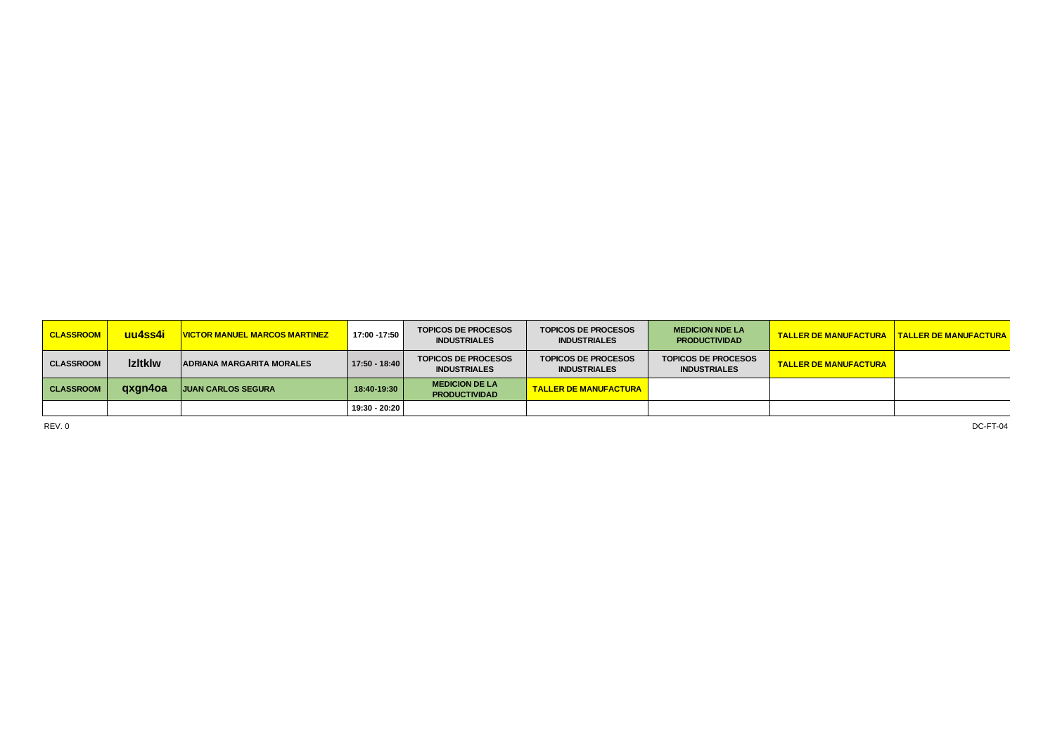| CLASSROOM | uu4ss4i | VICTOR MANUEL MARCOS MARTINEZ | 17:00 -17:50 | TOPICOS DE PROCESOS INDUSTRIALES | TOPICOS DE PROCESOS INDUSTRIALES | MEDICION NDE LA PRODUCTIVIDAD | TALLER DE MANUFACTURA | TALLER DE MANUFACTURA |
|---|---|---|---|---|---|---|---|---|
| CLASSROOM | lzltklw | ADRIANA MARGARITA MORALES | 17:50 - 18:40 | TOPICOS DE PROCESOS INDUSTRIALES | TOPICOS DE PROCESOS INDUSTRIALES | TOPICOS DE PROCESOS INDUSTRIALES | TALLER DE MANUFACTURA | |
| CLASSROOM | qxgn4oa | JUAN CARLOS SEGURA | 18:40-19:30 | MEDICION DE LA PRODUCTIVIDAD | TALLER DE MANUFACTURA | | | |
| | | | 19:30 - 20:20 | | | | | |

REV. 0

DC-FT-04